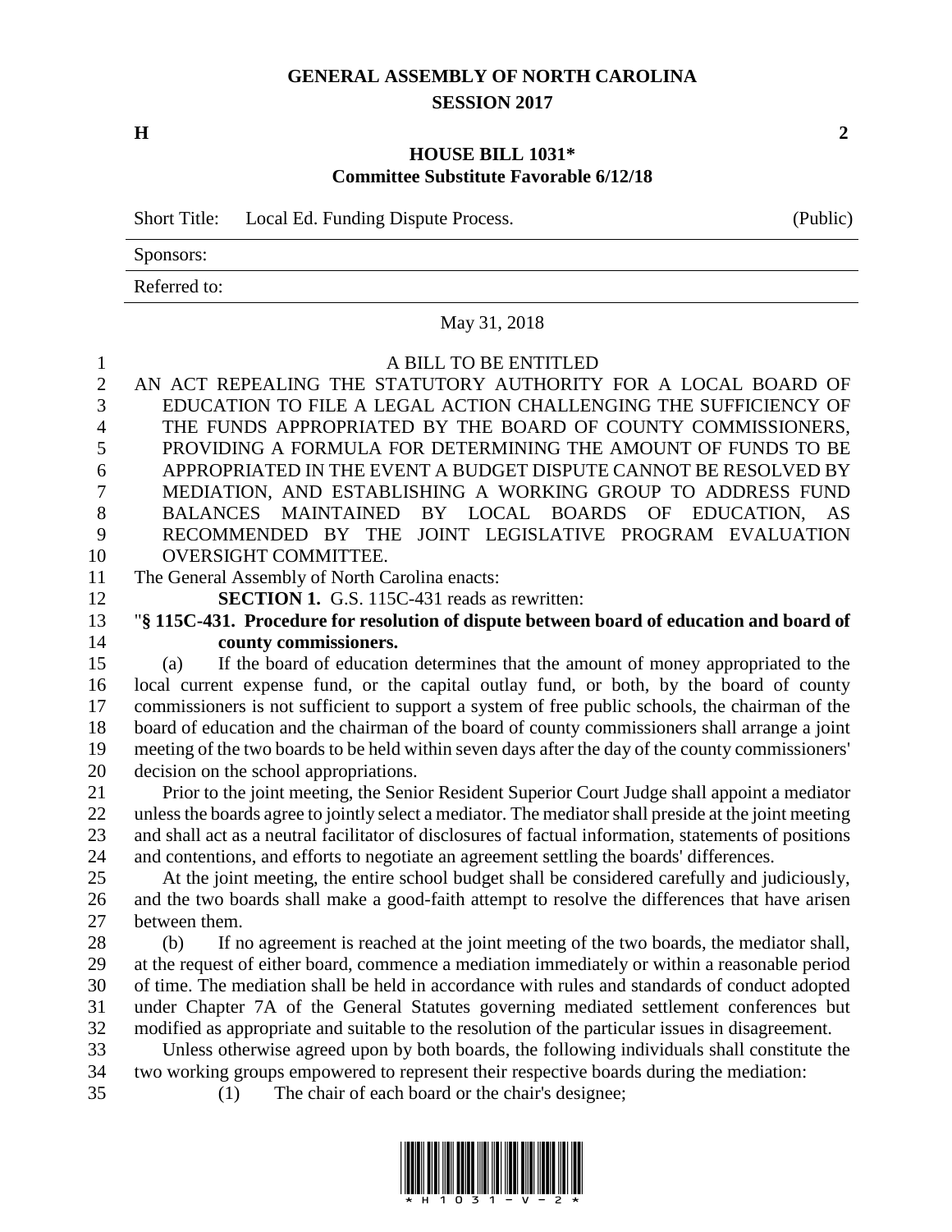# GENERAL ASSEMBLY OF NORTH CAROLINA
## SESSION 2017

**H** **2**

## HOUSE BILL 1031*
### Committee Substitute Favorable 6/12/18

Short Title: Local Ed. Funding Dispute Process. (Public)

Sponsors:

Referred to:

May 31, 2018

A BILL TO BE ENTITLED

AN ACT REPEALING THE STATUTORY AUTHORITY FOR A LOCAL BOARD OF EDUCATION TO FILE A LEGAL ACTION CHALLENGING THE SUFFICIENCY OF THE FUNDS APPROPRIATED BY THE BOARD OF COUNTY COMMISSIONERS, PROVIDING A FORMULA FOR DETERMINING THE AMOUNT OF FUNDS TO BE APPROPRIATED IN THE EVENT A BUDGET DISPUTE CANNOT BE RESOLVED BY MEDIATION, AND ESTABLISHING A WORKING GROUP TO ADDRESS FUND BALANCES MAINTAINED BY LOCAL BOARDS OF EDUCATION, AS RECOMMENDED BY THE JOINT LEGISLATIVE PROGRAM EVALUATION OVERSIGHT COMMITTEE.

The General Assembly of North Carolina enacts:

**SECTION 1.** G.S. 115C-431 reads as rewritten:

"**§ 115C-431. Procedure for resolution of dispute between board of education and board of county commissioners.**

(a) If the board of education determines that the amount of money appropriated to the local current expense fund, or the capital outlay fund, or both, by the board of county commissioners is not sufficient to support a system of free public schools, the chairman of the board of education and the chairman of the board of county commissioners shall arrange a joint meeting of the two boards to be held within seven days after the day of the county commissioners' decision on the school appropriations.

Prior to the joint meeting, the Senior Resident Superior Court Judge shall appoint a mediator unless the boards agree to jointly select a mediator. The mediator shall preside at the joint meeting and shall act as a neutral facilitator of disclosures of factual information, statements of positions and contentions, and efforts to negotiate an agreement settling the boards' differences.

At the joint meeting, the entire school budget shall be considered carefully and judiciously, and the two boards shall make a good-faith attempt to resolve the differences that have arisen between them.

(b) If no agreement is reached at the joint meeting of the two boards, the mediator shall, at the request of either board, commence a mediation immediately or within a reasonable period of time. The mediation shall be held in accordance with rules and standards of conduct adopted under Chapter 7A of the General Statutes governing mediated settlement conferences but modified as appropriate and suitable to the resolution of the particular issues in disagreement.

Unless otherwise agreed upon by both boards, the following individuals shall constitute the two working groups empowered to represent their respective boards during the mediation:

(1) The chair of each board or the chair's designee;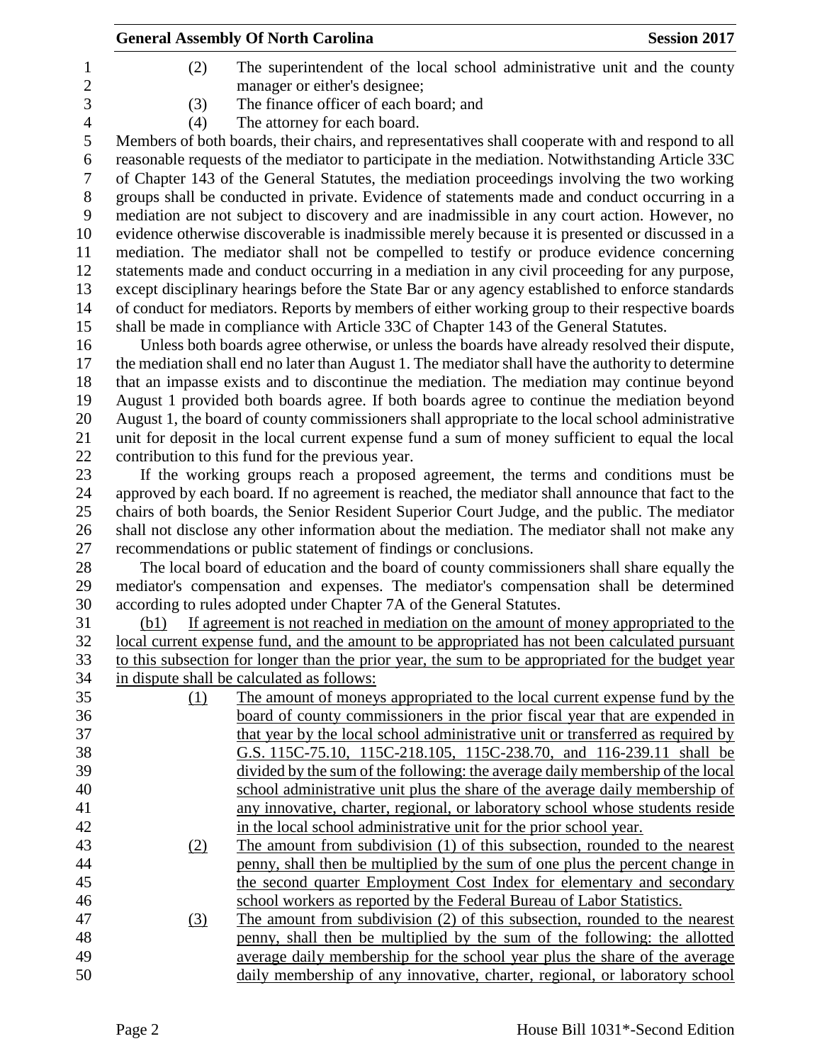(2) The superintendent of the local school administrative unit and the county manager or either's designee;

(3) The finance officer of each board; and

(4) The attorney for each board.

Members of both boards, their chairs, and representatives shall cooperate with and respond to all reasonable requests of the mediator to participate in the mediation. Notwithstanding Article 33C of Chapter 143 of the General Statutes, the mediation proceedings involving the two working groups shall be conducted in private. Evidence of statements made and conduct occurring in a mediation are not subject to discovery and are inadmissible in any court action. However, no evidence otherwise discoverable is inadmissible merely because it is presented or discussed in a mediation. The mediator shall not be compelled to testify or produce evidence concerning statements made and conduct occurring in a mediation in any civil proceeding for any purpose, except disciplinary hearings before the State Bar or any agency established to enforce standards of conduct for mediators. Reports by members of either working group to their respective boards shall be made in compliance with Article 33C of Chapter 143 of the General Statutes.

Unless both boards agree otherwise, or unless the boards have already resolved their dispute, the mediation shall end no later than August 1. The mediator shall have the authority to determine that an impasse exists and to discontinue the mediation. The mediation may continue beyond August 1 provided both boards agree. If both boards agree to continue the mediation beyond August 1, the board of county commissioners shall appropriate to the local school administrative unit for deposit in the local current expense fund a sum of money sufficient to equal the local contribution to this fund for the previous year.

If the working groups reach a proposed agreement, the terms and conditions must be approved by each board. If no agreement is reached, the mediator shall announce that fact to the chairs of both boards, the Senior Resident Superior Court Judge, and the public. The mediator shall not disclose any other information about the mediation. The mediator shall not make any recommendations or public statement of findings or conclusions.

The local board of education and the board of county commissioners shall share equally the mediator's compensation and expenses. The mediator's compensation shall be determined according to rules adopted under Chapter 7A of the General Statutes.

<u>(b1) If agreement is not reached in mediation on the amount of money appropriated to the local current expense fund, and the amount to be appropriated has not been calculated pursuant to this subsection for longer than the prior year, the sum to be appropriated for the budget year in dispute shall be calculated as follows:</u>

<u>(1) The amount of moneys appropriated to the local current expense fund by the board of county commissioners in the prior fiscal year that are expended in that year by the local school administrative unit or transferred as required by G.S. 115C-75.10, 115C-218.105, 115C-238.70, and 116-239.11 shall be divided by the sum of the following: the average daily membership of the local school administrative unit plus the share of the average daily membership of any innovative, charter, regional, or laboratory school whose students reside in the local school administrative unit for the prior school year.</u>

<u>(2) The amount from subdivision (1) of this subsection, rounded to the nearest penny, shall then be multiplied by the sum of one plus the percent change in the second quarter Employment Cost Index for elementary and secondary school workers as reported by the Federal Bureau of Labor Statistics.</u>

<u>(3) The amount from subdivision (2) of this subsection, rounded to the nearest penny, shall then be multiplied by the sum of the following: the allotted average daily membership for the school year plus the share of the average daily membership of any innovative, charter, regional, or laboratory school</u>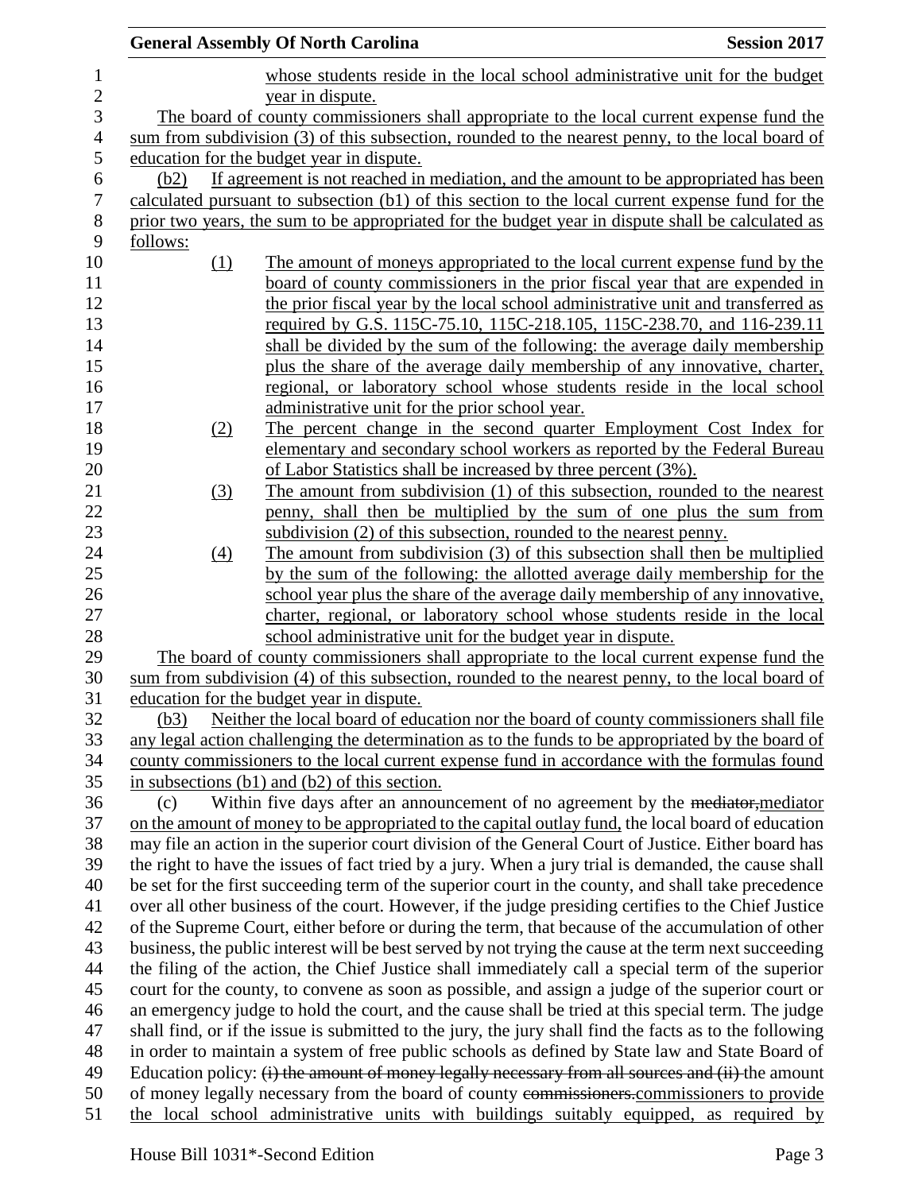whose students reside in the local school administrative unit for the budget year in dispute.

The board of county commissioners shall appropriate to the local current expense fund the sum from subdivision (3) of this subsection, rounded to the nearest penny, to the local board of education for the budget year in dispute.

(b2) If agreement is not reached in mediation, and the amount to be appropriated has been calculated pursuant to subsection (b1) of this section to the local current expense fund for the prior two years, the sum to be appropriated for the budget year in dispute shall be calculated as follows:

(1) The amount of moneys appropriated to the local current expense fund by the board of county commissioners in the prior fiscal year that are expended in the prior fiscal year by the local school administrative unit and transferred as required by G.S. 115C-75.10, 115C-218.105, 115C-238.70, and 116-239.11 shall be divided by the sum of the following: the average daily membership plus the share of the average daily membership of any innovative, charter, regional, or laboratory school whose students reside in the local school administrative unit for the prior school year.

(2) The percent change in the second quarter Employment Cost Index for elementary and secondary school workers as reported by the Federal Bureau of Labor Statistics shall be increased by three percent (3%).

(3) The amount from subdivision (1) of this subsection, rounded to the nearest penny, shall then be multiplied by the sum of one plus the sum from subdivision (2) of this subsection, rounded to the nearest penny.

(4) The amount from subdivision (3) of this subsection shall then be multiplied by the sum of the following: the allotted average daily membership for the school year plus the share of the average daily membership of any innovative, charter, regional, or laboratory school whose students reside in the local school administrative unit for the budget year in dispute.

The board of county commissioners shall appropriate to the local current expense fund the sum from subdivision (4) of this subsection, rounded to the nearest penny, to the local board of education for the budget year in dispute.

(b3) Neither the local board of education nor the board of county commissioners shall file any legal action challenging the determination as to the funds to be appropriated by the board of county commissioners to the local current expense fund in accordance with the formulas found in subsections (b1) and (b2) of this section.

(c) Within five days after an announcement of no agreement by the ~~mediator,~~mediator on the amount of money to be appropriated to the capital outlay fund, the local board of education may file an action in the superior court division of the General Court of Justice. Either board has the right to have the issues of fact tried by a jury. When a jury trial is demanded, the cause shall be set for the first succeeding term of the superior court in the county, and shall take precedence over all other business of the court. However, if the judge presiding certifies to the Chief Justice of the Supreme Court, either before or during the term, that because of the accumulation of other business, the public interest will be best served by not trying the cause at the term next succeeding the filing of the action, the Chief Justice shall immediately call a special term of the superior court for the county, to convene as soon as possible, and assign a judge of the superior court or an emergency judge to hold the court, and the cause shall be tried at this special term. The judge shall find, or if the issue is submitted to the jury, the jury shall find the facts as to the following in order to maintain a system of free public schools as defined by State law and State Board of Education policy: ~~(i) the amount of money legally necessary from all sources and (ii)~~ the amount of money legally necessary from the board of county ~~commissioners.~~commissioners to provide the local school administrative units with buildings suitably equipped, as required by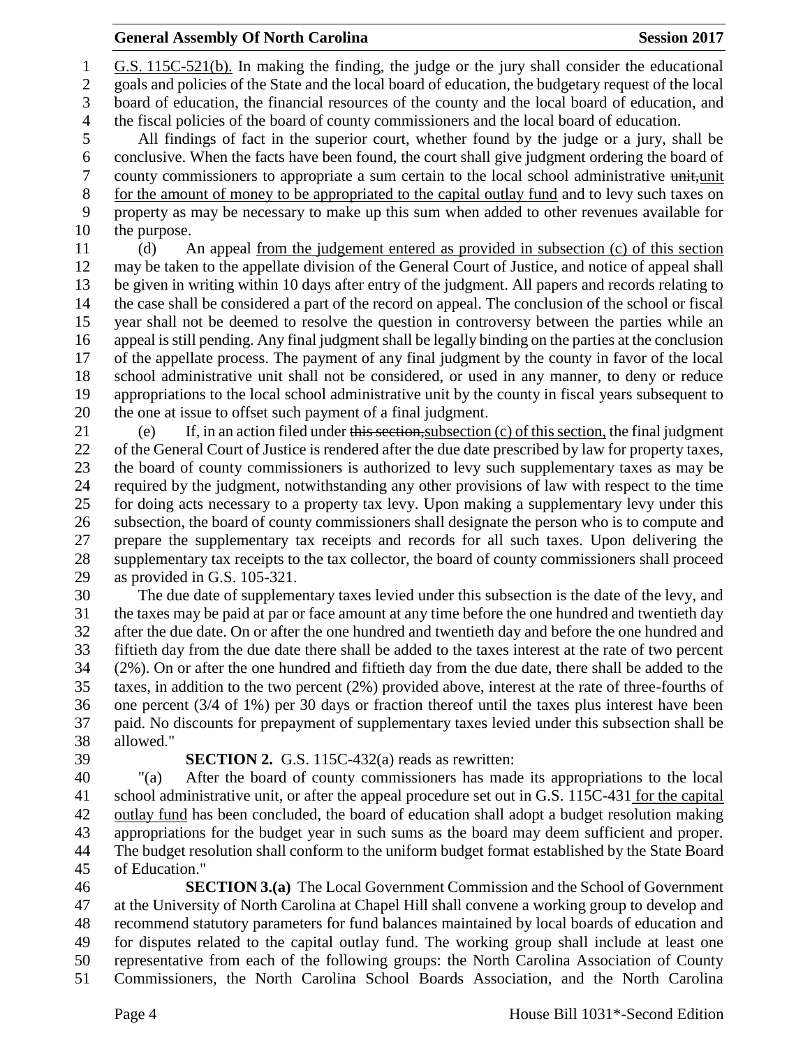G.S. 115C-521(b). In making the finding, the judge or the jury shall consider the educational goals and policies of the State and the local board of education, the budgetary request of the local board of education, the financial resources of the county and the local board of education, and the fiscal policies of the board of county commissioners and the local board of education.

All findings of fact in the superior court, whether found by the judge or a jury, shall be conclusive. When the facts have been found, the court shall give judgment ordering the board of county commissioners to appropriate a sum certain to the local school administrative ~~unit,~~unit for the amount of money to be appropriated to the capital outlay fund and to levy such taxes on property as may be necessary to make up this sum when added to other revenues available for the purpose.

(d) An appeal from the judgement entered as provided in subsection (c) of this section may be taken to the appellate division of the General Court of Justice, and notice of appeal shall be given in writing within 10 days after entry of the judgment. All papers and records relating to the case shall be considered a part of the record on appeal. The conclusion of the school or fiscal year shall not be deemed to resolve the question in controversy between the parties while an appeal is still pending. Any final judgment shall be legally binding on the parties at the conclusion of the appellate process. The payment of any final judgment by the county in favor of the local school administrative unit shall not be considered, or used in any manner, to deny or reduce appropriations to the local school administrative unit by the county in fiscal years subsequent to the one at issue to offset such payment of a final judgment.

(e) If, in an action filed under ~~this section,~~subsection (c) of this section, the final judgment of the General Court of Justice is rendered after the due date prescribed by law for property taxes, the board of county commissioners is authorized to levy such supplementary taxes as may be required by the judgment, notwithstanding any other provisions of law with respect to the time for doing acts necessary to a property tax levy. Upon making a supplementary levy under this subsection, the board of county commissioners shall designate the person who is to compute and prepare the supplementary tax receipts and records for all such taxes. Upon delivering the supplementary tax receipts to the tax collector, the board of county commissioners shall proceed as provided in G.S. 105-321.

The due date of supplementary taxes levied under this subsection is the date of the levy, and the taxes may be paid at par or face amount at any time before the one hundred and twentieth day after the due date. On or after the one hundred and twentieth day and before the one hundred and fiftieth day from the due date there shall be added to the taxes interest at the rate of two percent (2%). On or after the one hundred and fiftieth day from the due date, there shall be added to the taxes, in addition to the two percent (2%) provided above, interest at the rate of three-fourths of one percent (3/4 of 1%) per 30 days or fraction thereof until the taxes plus interest have been paid. No discounts for prepayment of supplementary taxes levied under this subsection shall be allowed."

**SECTION 2.** G.S. 115C-432(a) reads as rewritten:

"(a) After the board of county commissioners has made its appropriations to the local school administrative unit, or after the appeal procedure set out in G.S. 115C-431 for the capital outlay fund has been concluded, the board of education shall adopt a budget resolution making appropriations for the budget year in such sums as the board may deem sufficient and proper. The budget resolution shall conform to the uniform budget format established by the State Board of Education."

**SECTION 3.(a)** The Local Government Commission and the School of Government at the University of North Carolina at Chapel Hill shall convene a working group to develop and recommend statutory parameters for fund balances maintained by local boards of education and for disputes related to the capital outlay fund. The working group shall include at least one representative from each of the following groups: the North Carolina Association of County Commissioners, the North Carolina School Boards Association, and the North Carolina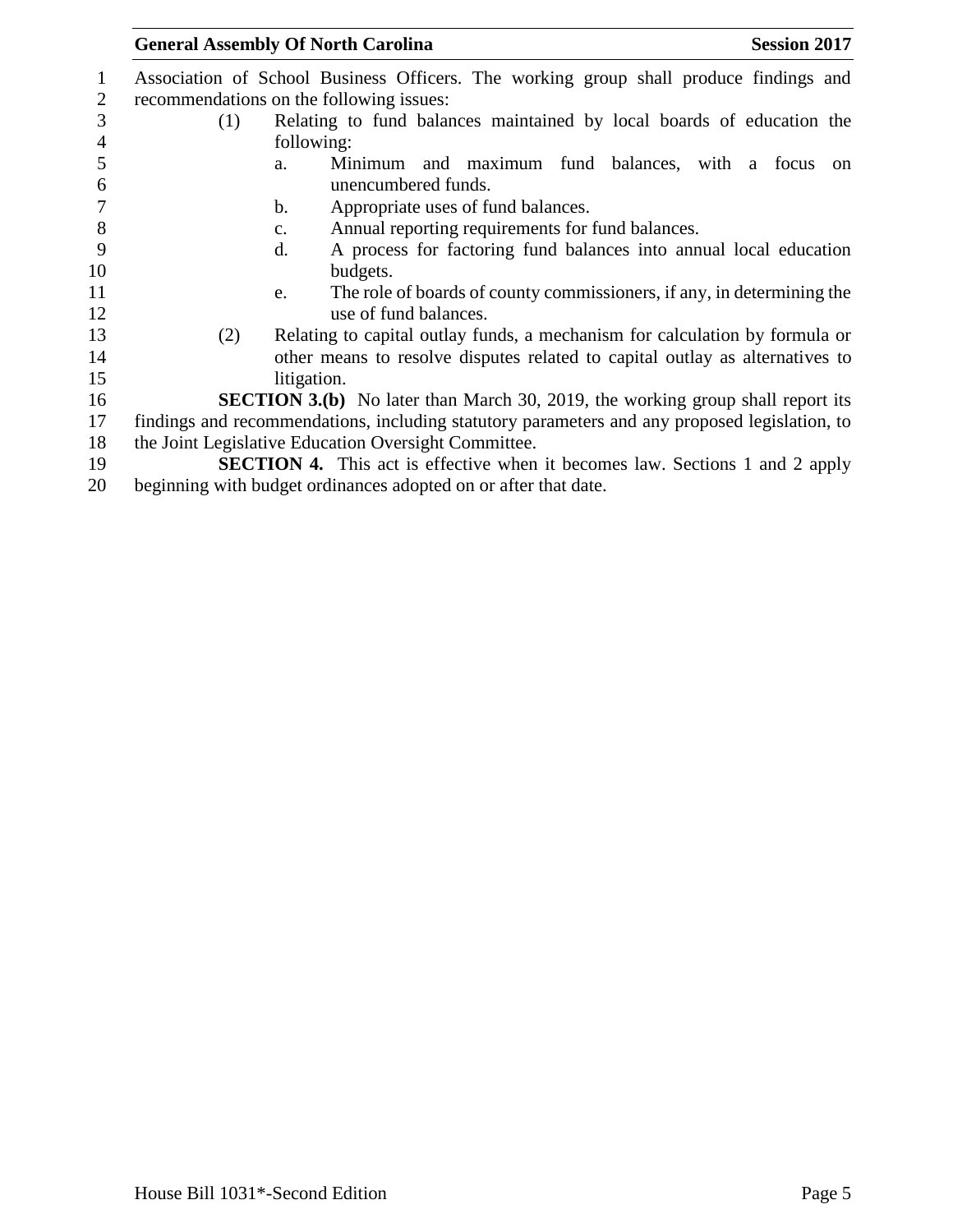Association of School Business Officers. The working group shall produce findings and recommendations on the following issues:

(1) Relating to fund balances maintained by local boards of education the following:

a. Minimum and maximum fund balances, with a focus on unencumbered funds.

b. Appropriate uses of fund balances.

c. Annual reporting requirements for fund balances.

d. A process for factoring fund balances into annual local education budgets.

e. The role of boards of county commissioners, if any, in determining the use of fund balances.

(2) Relating to capital outlay funds, a mechanism for calculation by formula or other means to resolve disputes related to capital outlay as alternatives to litigation.

**SECTION 3.(b)** No later than March 30, 2019, the working group shall report its findings and recommendations, including statutory parameters and any proposed legislation, to the Joint Legislative Education Oversight Committee.

**SECTION 4.** This act is effective when it becomes law. Sections 1 and 2 apply beginning with budget ordinances adopted on or after that date.